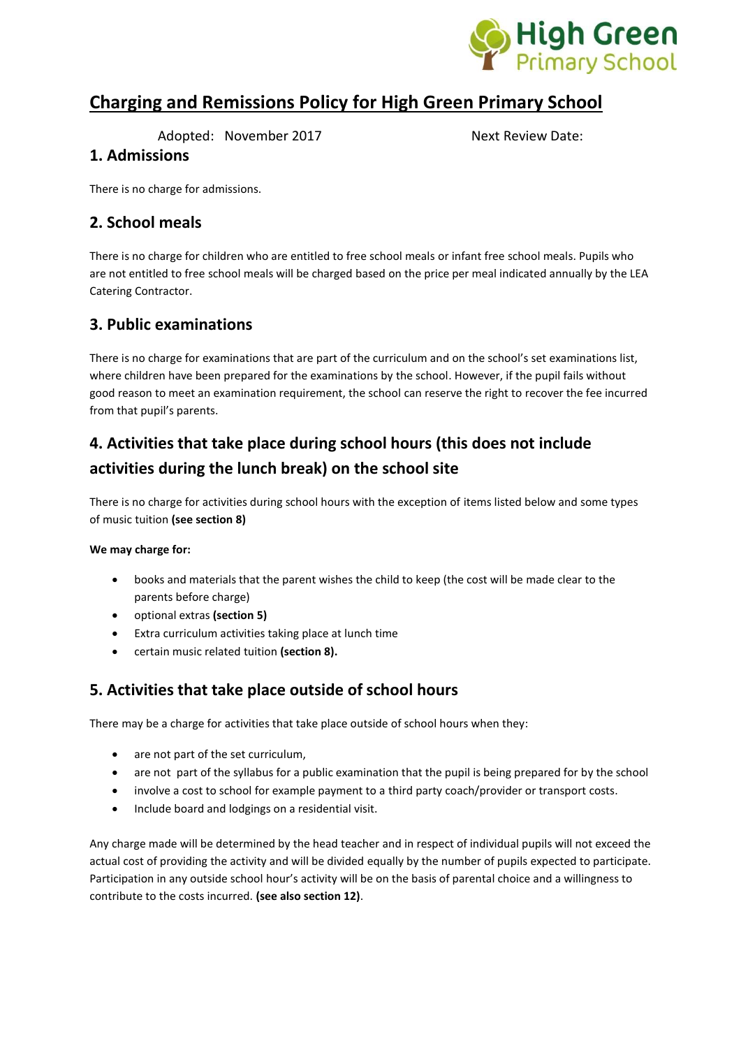# Charging and Remissions Policy for High Green Primary School

Adopted: November 2017 Next Review Date:

## 1. Admissions

There is no charge for admissions.

## 2. School meals

There is no charge for children who are entitled to free school meals or infant free school meals. Pupils who are not entitled to free school meals will be charged based on the price per meal indicated annually by the LEA Catering Contractor.

## 3. Public examinations

There is no charge for examinations that are part of the curriculum and on the school's set examinations list, where children have been prepared for the examinations by the school. However, if the pupil fails without good reason to meet an examination requirement, the school can reserve the right to recover the fee incurred from that pupil's parents.

## 4. Activities that take place during school hours (this does not include activities during the lunch break) on the school site

There is no charge for activities during school hours with the exception of items listed below and some types of music tuition **(see section 8)**

**We may charge for:**

- books and materials that the parent wishes the child to keep (the cost will be made clear to the parents before charge)
- optional extras **(section 5)**
- Extra curriculum activities taking place at lunch time
- certain music related tuition **(section 8).**

## 5. Activities that take place outside of school hours

There may be a charge for activities that take place outside of school hours when they:

- are not part of the set curriculum,
- are not part of the syllabus for a public examination that the pupil is being prepared for by the school
- involve a cost to school for example payment to a third party coach/provider or transport costs.
- Include board and lodgings on a residential visit.

Any charge made will be determined by the head teacher and in respect of individual pupils will not exceed the actual cost of providing the activity and will be divided equally by the number of pupils expected to participate. Participation in any outside school hour's activity will be on the basis of parental choice and a willingness to contribute to the costs incurred. **(see also section 12)**.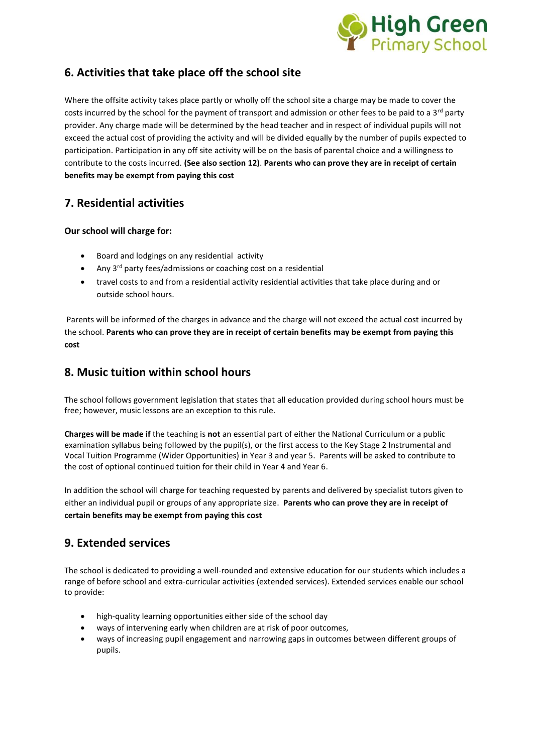## 6. Activities that take place off the school site

Where the offsite activity takes place partly or wholly off the school site a charge may be made to cover the costs incurred by the school for the payment of transport and admission or other fees to be paid to a 3rd party provider. Any charge made will be determined by the head teacher and in respect of individual pupils will not exceed the actual cost of providing the activity and will be divided equally by the number of pupils expected to participation. Participation in any off site activity will be on the basis of parental choice and a willingness to contribute to the costs incurred. **(See also section 12)**. **Parents who can prove they are in receipt of certain benefits may be exempt from paying this cost**

## 7. Residential activities

**Our school will charge for:**

- Board and lodgings on any residential activity
- Any 3rd party fees/admissions or coaching cost on a residential
- travel costs to and from a residential activity residential activities that take place during and or outside school hours.

Parents will be informed of the charges in advance and the charge will not exceed the actual cost incurred by the school. **Parents who can prove they are in receipt of certain benefits may be exempt from paying this cost**

## 8. Music tuition within school hours

The school follows government legislation that states that all education provided during school hours must be free; however, music lessons are an exception to this rule.

**Charges will be made if** the teaching is **not** an essential part of either the National Curriculum or a public examination syllabus being followed by the pupil(s), or the first access to the Key Stage 2 Instrumental and Vocal Tuition Programme (Wider Opportunities) in Year 3 and year 5. Parents will be asked to contribute to the cost of optional continued tuition for their child in Year 4 and Year 6.

In addition the school will charge for teaching requested by parents and delivered by specialist tutors given to either an individual pupil or groups of any appropriate size. **Parents who can prove they are in receipt of certain benefits may be exempt from paying this cost**

## 9. Extended services

The school is dedicated to providing a well-rounded and extensive education for our students which includes a range of before school and extra-curricular activities (extended services). Extended services enable our school to provide:

- high-quality learning opportunities either side of the school day
- ways of intervening early when children are at risk of poor outcomes,
- ways of increasing pupil engagement and narrowing gaps in outcomes between different groups of pupils.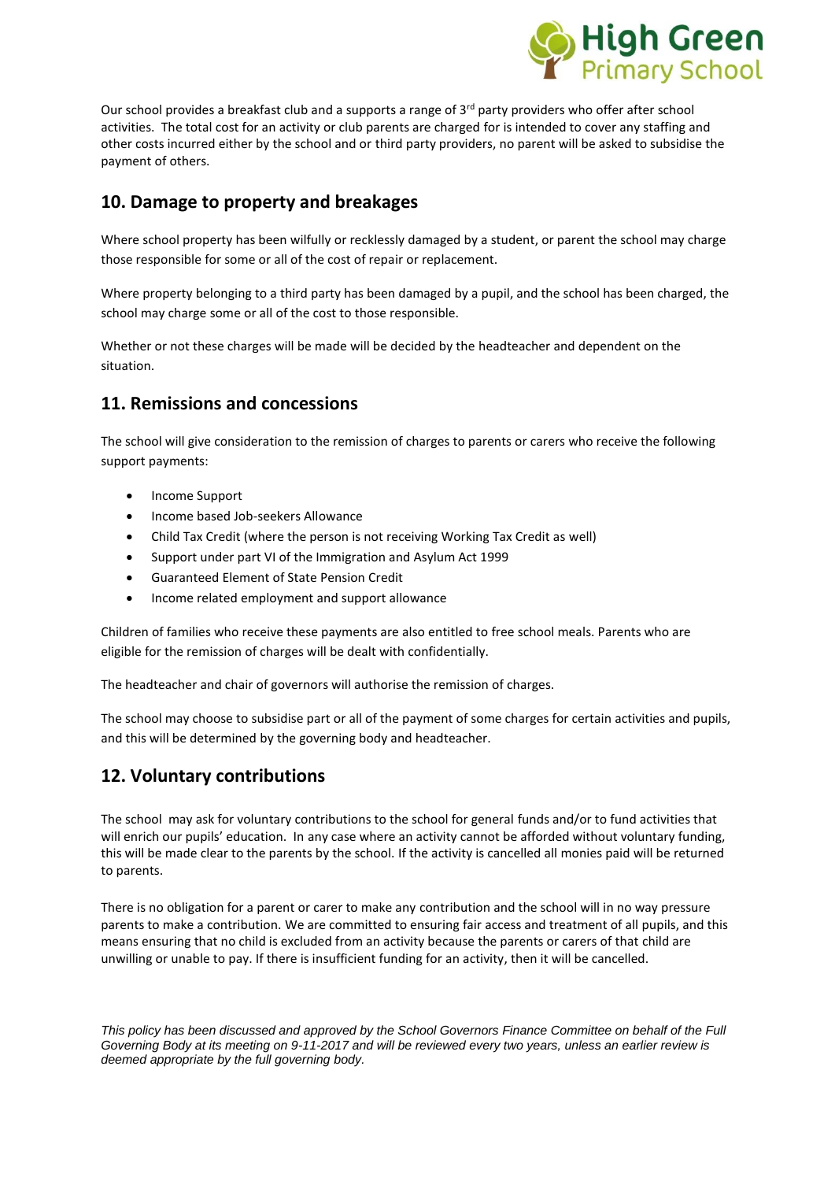Our school provides a breakfast club and a supports a range of 3rd party providers who offer after school activities. The total cost for an activity or club parents are charged for is intended to cover any staffing and other costs incurred either by the school and or third party providers, no parent will be asked to subsidise the payment of others.

## 10. Damage to property and breakages

Where school property has been wilfully or recklessly damaged by a student, or parent the school may charge those responsible for some or all of the cost of repair or replacement.

Where property belonging to a third party has been damaged by a pupil, and the school has been charged, the school may charge some or all of the cost to those responsible.

Whether or not these charges will be made will be decided by the headteacher and dependent on the situation.

## 11. Remissions and concessions

The school will give consideration to the remission of charges to parents or carers who receive the following support payments:

- Income Support
- Income based Job-seekers Allowance
- Child Tax Credit (where the person is not receiving Working Tax Credit as well)
- Support under part VI of the Immigration and Asylum Act 1999
- Guaranteed Element of State Pension Credit
- Income related employment and support allowance

Children of families who receive these payments are also entitled to free school meals. Parents who are eligible for the remission of charges will be dealt with confidentially.

The headteacher and chair of governors will authorise the remission of charges.

The school may choose to subsidise part or all of the payment of some charges for certain activities and pupils, and this will be determined by the governing body and headteacher.

## 12. Voluntary contributions

The school may ask for voluntary contributions to the school for general funds and/or to fund activities that will enrich our pupils' education. In any case where an activity cannot be afforded without voluntary funding, this will be made clear to the parents by the school. If the activity is cancelled all monies paid will be returned to parents.

There is no obligation for a parent or carer to make any contribution and the school will in no way pressure parents to make a contribution. We are committed to ensuring fair access and treatment of all pupils, and this means ensuring that no child is excluded from an activity because the parents or carers of that child are unwilling or unable to pay. If there is insufficient funding for an activity, then it will be cancelled.

*This policy has been discussed and approved by the School Governors Finance Committee on behalf of the Full Governing Body at its meeting on 9-11-2017 and will be reviewed every two years, unless an earlier review is deemed appropriate by the full governing body.*